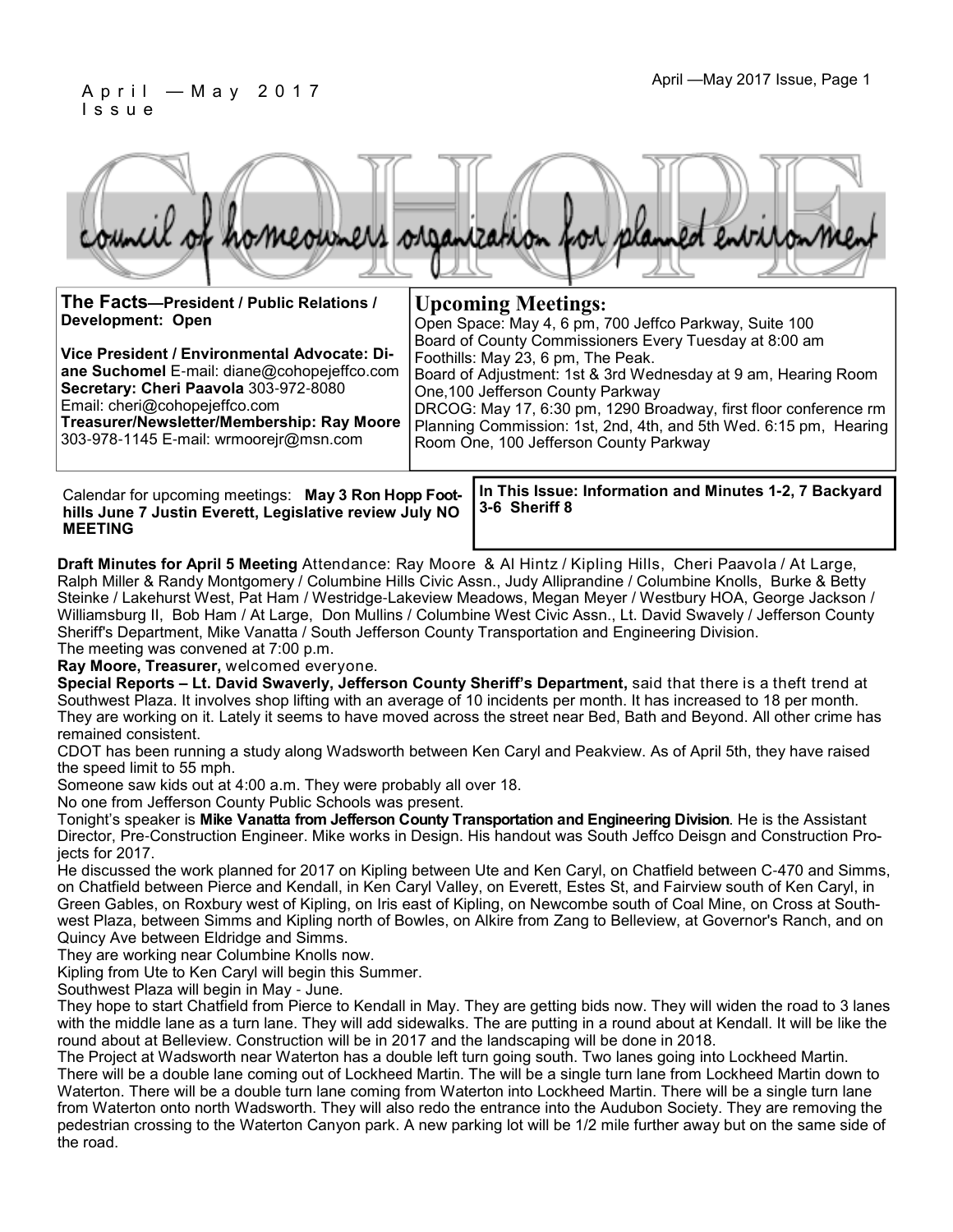April — May 2017 Issue

# COHOPE

council of homeowners organization for planned environment

**The Facts—President / Public Relations / Development: Open**

**Vice President / Environmental Advocate: Diane Suchomel** E-mail: diane@cohopejeffco.com
**Secretary: Cheri Paavola** 303-972-8080
Email: cheri@cohopejeffco.com
**Treasurer/Newsletter/Membership: Ray Moore** 303-978-1145 E-mail: wrmoorejr@msn.com

## Upcoming Meetings:

Open Space: May 4, 6 pm, 700 Jeffco Parkway, Suite 100
Board of County Commissioners Every Tuesday at 8:00 am
Foothills: May 23, 6 pm, The Peak.
Board of Adjustment: 1st & 3rd Wednesday at 9 am, Hearing Room One,100 Jefferson County Parkway
DRCOG: May 17, 6:30 pm, 1290 Broadway, first floor conference rm
Planning Commission: 1st, 2nd, 4th, and 5th Wed. 6:15 pm, Hearing Room One, 100 Jefferson County Parkway

Calendar for upcoming meetings: **May 3 Ron Hopp Foothills June 7 Justin Everett, Legislative review July NO MEETING**

**In This Issue: Information and Minutes 1-2, 7 Backyard 3-6 Sheriff 8**

**Draft Minutes for April 5 Meeting** Attendance: Ray Moore & Al Hintz / Kipling Hills, Cheri Paavola / At Large, Ralph Miller & Randy Montgomery / Columbine Hills Civic Assn., Judy Alliprandine / Columbine Knolls, Burke & Betty Steinke / Lakehurst West, Pat Ham / Westridge-Lakeview Meadows, Megan Meyer / Westbury HOA, George Jackson / Williamsburg II, Bob Ham / At Large, Don Mullins / Columbine West Civic Assn., Lt. David Swavely / Jefferson County Sheriff's Department, Mike Vanatta / South Jefferson County Transportation and Engineering Division.
The meeting was convened at 7:00 p.m.

**Ray Moore, Treasurer,** welcomed everyone.

**Special Reports – Lt. David Swaverly, Jefferson County Sheriff's Department,** said that there is a theft trend at Southwest Plaza. It involves shop lifting with an average of 10 incidents per month. It has increased to 18 per month. They are working on it. Lately it seems to have moved across the street near Bed, Bath and Beyond. All other crime has remained consistent.

CDOT has been running a study along Wadsworth between Ken Caryl and Peakview. As of April 5th, they have raised the speed limit to 55 mph.

Someone saw kids out at 4:00 a.m. They were probably all over 18.

No one from Jefferson County Public Schools was present.

Tonight's speaker is **Mike Vanatta from Jefferson County Transportation and Engineering Division**. He is the Assistant Director, Pre-Construction Engineer. Mike works in Design. His handout was South Jeffco Deisgn and Construction Projects for 2017.

He discussed the work planned for 2017 on Kipling between Ute and Ken Caryl, on Chatfield between C-470 and Simms, on Chatfield between Pierce and Kendall, in Ken Caryl Valley, on Everett, Estes St, and Fairview south of Ken Caryl, in Green Gables, on Roxbury west of Kipling, on Iris east of Kipling, on Newcombe south of Coal Mine, on Cross at Southwest Plaza, between Simms and Kipling north of Bowles, on Alkire from Zang to Belleview, at Governor's Ranch, and on Quincy Ave between Eldridge and Simms.

They are working near Columbine Knolls now.

Kipling from Ute to Ken Caryl will begin this Summer.

Southwest Plaza will begin in May - June.

They hope to start Chatfield from Pierce to Kendall in May. They are getting bids now. They will widen the road to 3 lanes with the middle lane as a turn lane. They will add sidewalks. The are putting in a round about at Kendall. It will be like the round about at Belleview. Construction will be in 2017 and the landscaping will be done in 2018.

The Project at Wadsworth near Waterton has a double left turn going south. Two lanes going into Lockheed Martin. There will be a double lane coming out of Lockheed Martin. The will be a single turn lane from Lockheed Martin down to Waterton. There will be a double turn lane coming from Waterton into Lockheed Martin. There will be a single turn lane from Waterton onto north Wadsworth. They will also redo the entrance into the Audubon Society. They are removing the pedestrian crossing to the Waterton Canyon park. A new parking lot will be 1/2 mile further away but on the same side of the road.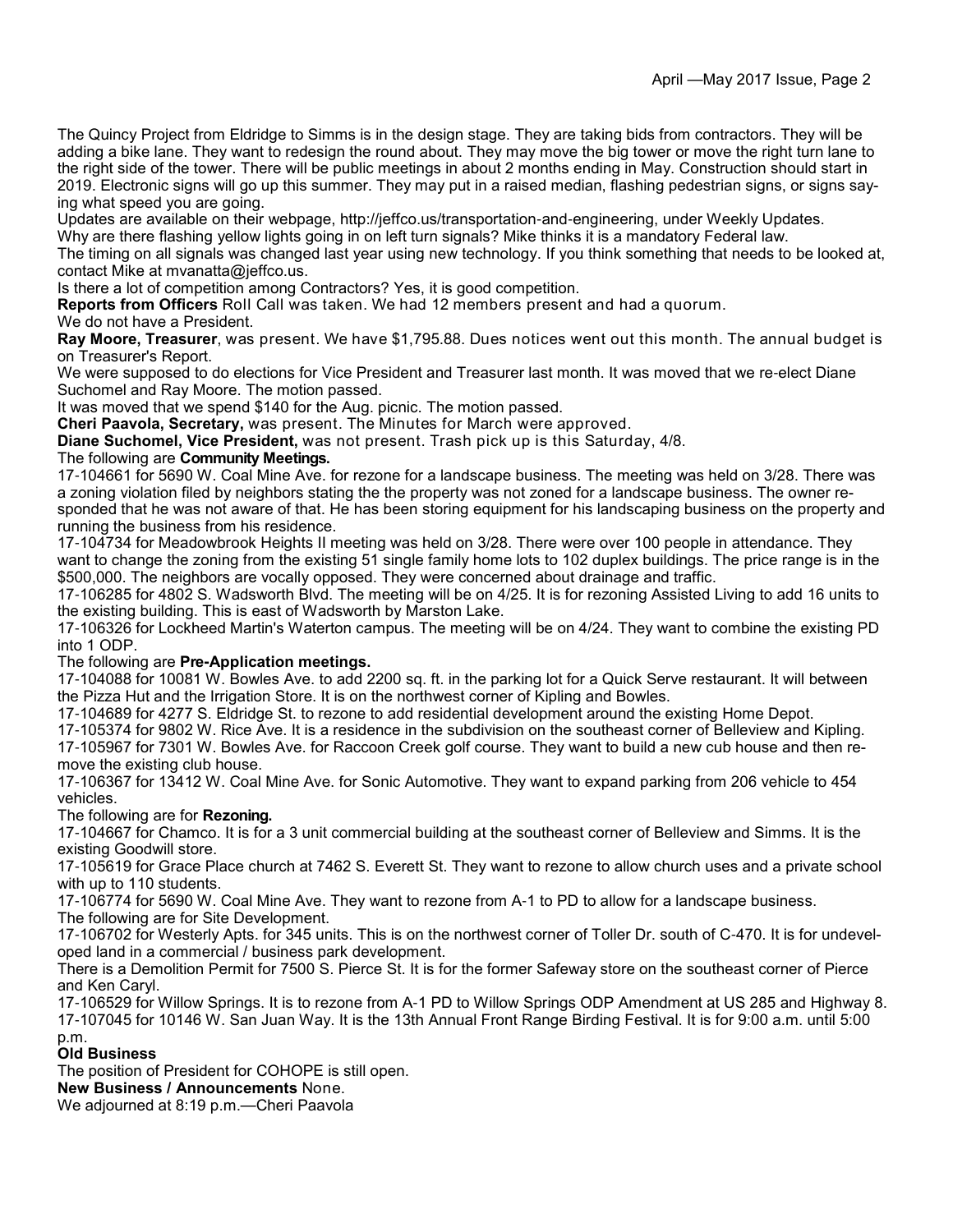The Quincy Project from Eldridge to Simms is in the design stage. They are taking bids from contractors. They will be adding a bike lane. They want to redesign the round about. They may move the big tower or move the right turn lane to the right side of the tower. There will be public meetings in about 2 months ending in May. Construction should start in 2019. Electronic signs will go up this summer. They may put in a raised median, flashing pedestrian signs, or signs saying what speed you are going.

Updates are available on their webpage, http://jeffco.us/transportation-and-engineering, under Weekly Updates.

Why are there flashing yellow lights going in on left turn signals? Mike thinks it is a mandatory Federal law.

The timing on all signals was changed last year using new technology. If you think something that needs to be looked at, contact Mike at mvanatta@jeffco.us.

Is there a lot of competition among Contractors? Yes, it is good competition.

**Reports from Officers** Roll Call was taken. We had 12 members present and had a quorum.

We do not have a President.

**Ray Moore, Treasurer**, was present. We have $1,795.88. Dues notices went out this month. The annual budget is on Treasurer's Report.

We were supposed to do elections for Vice President and Treasurer last month. It was moved that we re-elect Diane Suchomel and Ray Moore. The motion passed.

It was moved that we spend $140 for the Aug. picnic. The motion passed.

**Cheri Paavola, Secretary,** was present. The Minutes for March were approved.

**Diane Suchomel, Vice President,** was not present. Trash pick up is this Saturday, 4/8.

The following are **Community Meetings.**

17-104661 for 5690 W. Coal Mine Ave. for rezone for a landscape business. The meeting was held on 3/28. There was a zoning violation filed by neighbors stating the the property was not zoned for a landscape business. The owner responded that he was not aware of that. He has been storing equipment for his landscaping business on the property and running the business from his residence.

17-104734 for Meadowbrook Heights II meeting was held on 3/28. There were over 100 people in attendance. They want to change the zoning from the existing 51 single family home lots to 102 duplex buildings. The price range is in the $500,000. The neighbors are vocally opposed. They were concerned about drainage and traffic.

17-106285 for 4802 S. Wadsworth Blvd. The meeting will be on 4/25. It is for rezoning Assisted Living to add 16 units to the existing building. This is east of Wadsworth by Marston Lake.

17-106326 for Lockheed Martin's Waterton campus. The meeting will be on 4/24. They want to combine the existing PD into 1 ODP.

The following are **Pre-Application meetings.**

17-104088 for 10081 W. Bowles Ave. to add 2200 sq. ft. in the parking lot for a Quick Serve restaurant. It will between the Pizza Hut and the Irrigation Store. It is on the northwest corner of Kipling and Bowles.

17-104689 for 4277 S. Eldridge St. to rezone to add residential development around the existing Home Depot.

17-105374 for 9802 W. Rice Ave. It is a residence in the subdivision on the southeast corner of Belleview and Kipling.

17-105967 for 7301 W. Bowles Ave. for Raccoon Creek golf course. They want to build a new cub house and then remove the existing club house.

17-106367 for 13412 W. Coal Mine Ave. for Sonic Automotive. They want to expand parking from 206 vehicle to 454 vehicles.

The following are for **Rezoning.**

17-104667 for Chamco. It is for a 3 unit commercial building at the southeast corner of Belleview and Simms. It is the existing Goodwill store.

17-105619 for Grace Place church at 7462 S. Everett St. They want to rezone to allow church uses and a private school with up to 110 students.

17-106774 for 5690 W. Coal Mine Ave. They want to rezone from A-1 to PD to allow for a landscape business.

The following are for Site Development.

17-106702 for Westerly Apts. for 345 units. This is on the northwest corner of Toller Dr. south of C-470. It is for undeveloped land in a commercial / business park development.

There is a Demolition Permit for 7500 S. Pierce St. It is for the former Safeway store on the southeast corner of Pierce and Ken Caryl.

17-106529 for Willow Springs. It is to rezone from A-1 PD to Willow Springs ODP Amendment at US 285 and Highway 8.

17-107045 for 10146 W. San Juan Way. It is the 13th Annual Front Range Birding Festival. It is for 9:00 a.m. until 5:00 p.m.

**Old Business**

The position of President for COHOPE is still open.

**New Business / Announcements** None.

We adjourned at 8:19 p.m.—Cheri Paavola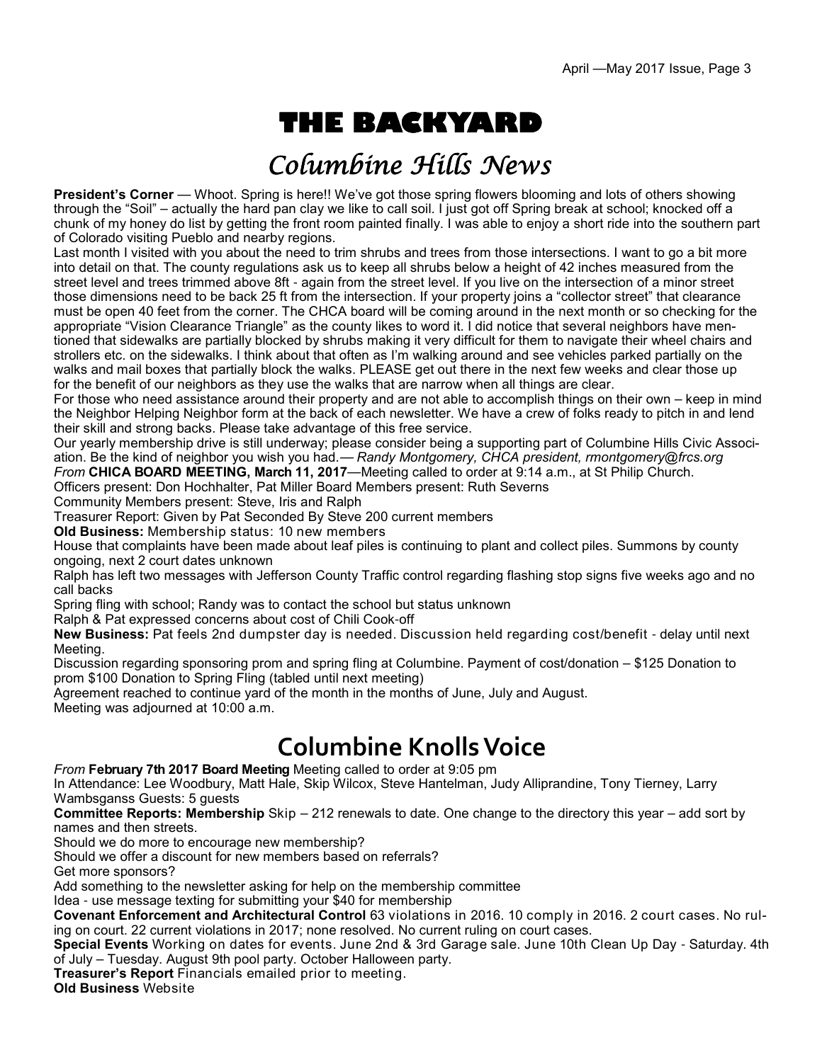# THE BACKYARD

## *Columbine Hills News*

**President's Corner** — Whoot. Spring is here!! We've got those spring flowers blooming and lots of others showing through the "Soil" – actually the hard pan clay we like to call soil. I just got off Spring break at school; knocked off a chunk of my honey do list by getting the front room painted finally. I was able to enjoy a short ride into the southern part of Colorado visiting Pueblo and nearby regions.

Last month I visited with you about the need to trim shrubs and trees from those intersections. I want to go a bit more into detail on that. The county regulations ask us to keep all shrubs below a height of 42 inches measured from the street level and trees trimmed above 8ft - again from the street level. If you live on the intersection of a minor street those dimensions need to be back 25 ft from the intersection. If your property joins a "collector street" that clearance must be open 40 feet from the corner. The CHCA board will be coming around in the next month or so checking for the appropriate "Vision Clearance Triangle" as the county likes to word it. I did notice that several neighbors have mentioned that sidewalks are partially blocked by shrubs making it very difficult for them to navigate their wheel chairs and strollers etc. on the sidewalks. I think about that often as I'm walking around and see vehicles parked partially on the walks and mail boxes that partially block the walks. PLEASE get out there in the next few weeks and clear those up for the benefit of our neighbors as they use the walks that are narrow when all things are clear.

For those who need assistance around their property and are not able to accomplish things on their own – keep in mind the Neighbor Helping Neighbor form at the back of each newsletter. We have a crew of folks ready to pitch in and lend their skill and strong backs. Please take advantage of this free service.

Our yearly membership drive is still underway; please consider being a supporting part of Columbine Hills Civic Association. Be the kind of neighbor you wish you had.— *Randy Montgomery, CHCA president, rmontgomery@frcs.org*

*From* **CHICA BOARD MEETING, March 11, 2017**—Meeting called to order at 9:14 a.m., at St Philip Church.

Officers present: Don Hochhalter, Pat Miller Board Members present: Ruth Severns

Community Members present: Steve, Iris and Ralph

Treasurer Report: Given by Pat Seconded By Steve 200 current members

**Old Business:** Membership status: 10 new members

House that complaints have been made about leaf piles is continuing to plant and collect piles. Summons by county ongoing, next 2 court dates unknown

Ralph has left two messages with Jefferson County Traffic control regarding flashing stop signs five weeks ago and no call backs

Spring fling with school; Randy was to contact the school but status unknown

Ralph & Pat expressed concerns about cost of Chili Cook-off

**New Business:** Pat feels 2nd dumpster day is needed. Discussion held regarding cost/benefit - delay until next Meeting.

Discussion regarding sponsoring prom and spring fling at Columbine. Payment of cost/donation – $125 Donation to prom $100 Donation to Spring Fling (tabled until next meeting)

Agreement reached to continue yard of the month in the months of June, July and August.

Meeting was adjourned at 10:00 a.m.

## Columbine Knolls Voice

*From* **February 7th 2017 Board Meeting** Meeting called to order at 9:05 pm

In Attendance: Lee Woodbury, Matt Hale, Skip Wilcox, Steve Hantelman, Judy Alliprandine, Tony Tierney, Larry Wambsganss Guests: 5 guests

**Committee Reports: Membership** Skip – 212 renewals to date. One change to the directory this year – add sort by names and then streets.

Should we do more to encourage new membership?

Should we offer a discount for new members based on referrals?

Get more sponsors?

Add something to the newsletter asking for help on the membership committee

Idea - use message texting for submitting your $40 for membership

**Covenant Enforcement and Architectural Control** 63 violations in 2016. 10 comply in 2016. 2 court cases. No ruling on court. 22 current violations in 2017; none resolved. No current ruling on court cases.

**Special Events** Working on dates for events. June 2nd & 3rd Garage sale. June 10th Clean Up Day - Saturday. 4th of July – Tuesday. August 9th pool party. October Halloween party.

**Treasurer's Report** Financials emailed prior to meeting.

**Old Business** Website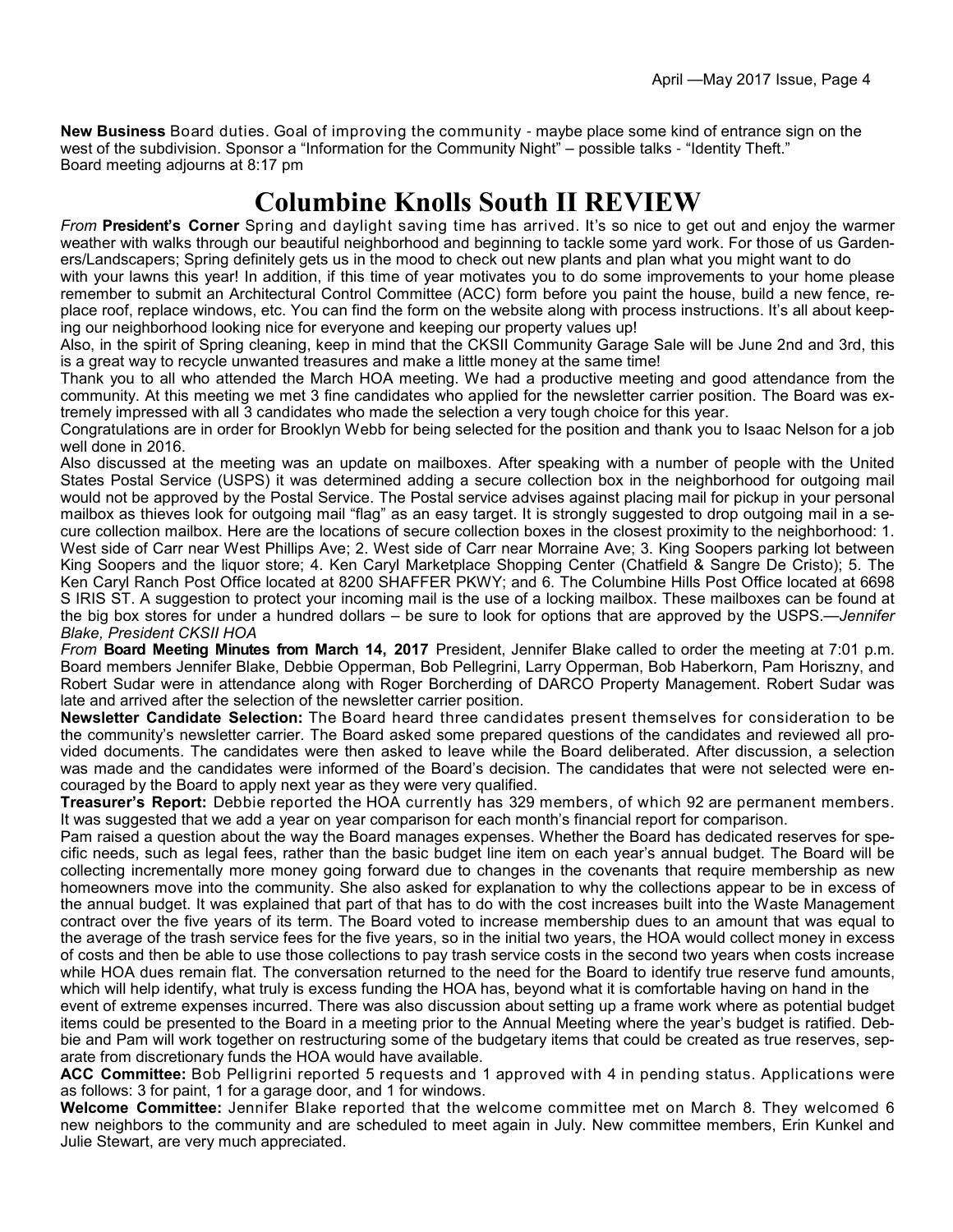**New Business** Board duties. Goal of improving the community - maybe place some kind of entrance sign on the west of the subdivision. Sponsor a "Information for the Community Night" – possible talks - "Identity Theft."
Board meeting adjourns at 8:17 pm

# Columbine Knolls South II REVIEW

*From* **President's Corner** Spring and daylight saving time has arrived. It's so nice to get out and enjoy the warmer weather with walks through our beautiful neighborhood and beginning to tackle some yard work. For those of us Gardeners/Landscapers; Spring definitely gets us in the mood to check out new plants and plan what you might want to do with your lawns this year! In addition, if this time of year motivates you to do some improvements to your home please remember to submit an Architectural Control Committee (ACC) form before you paint the house, build a new fence, replace roof, replace windows, etc. You can find the form on the website along with process instructions. It's all about keeping our neighborhood looking nice for everyone and keeping our property values up!

Also, in the spirit of Spring cleaning, keep in mind that the CKSII Community Garage Sale will be June 2nd and 3rd, this is a great way to recycle unwanted treasures and make a little money at the same time!

Thank you to all who attended the March HOA meeting. We had a productive meeting and good attendance from the community. At this meeting we met 3 fine candidates who applied for the newsletter carrier position. The Board was extremely impressed with all 3 candidates who made the selection a very tough choice for this year.

Congratulations are in order for Brooklyn Webb for being selected for the position and thank you to Isaac Nelson for a job well done in 2016.

Also discussed at the meeting was an update on mailboxes. After speaking with a number of people with the United States Postal Service (USPS) it was determined adding a secure collection box in the neighborhood for outgoing mail would not be approved by the Postal Service. The Postal service advises against placing mail for pickup in your personal mailbox as thieves look for outgoing mail "flag" as an easy target. It is strongly suggested to drop outgoing mail in a secure collection mailbox. Here are the locations of secure collection boxes in the closest proximity to the neighborhood: 1. West side of Carr near West Phillips Ave; 2. West side of Carr near Morraine Ave; 3. King Soopers parking lot between King Soopers and the liquor store; 4. Ken Caryl Marketplace Shopping Center (Chatfield & Sangre De Cristo); 5. The Ken Caryl Ranch Post Office located at 8200 SHAFFER PKWY; and 6. The Columbine Hills Post Office located at 6698 S IRIS ST. A suggestion to protect your incoming mail is the use of a locking mailbox. These mailboxes can be found at the big box stores for under a hundred dollars – be sure to look for options that are approved by the USPS.—*Jennifer Blake, President CKSII HOA*

*From* **Board Meeting Minutes from March 14, 2017** President, Jennifer Blake called to order the meeting at 7:01 p.m. Board members Jennifer Blake, Debbie Opperman, Bob Pellegrini, Larry Opperman, Bob Haberkorn, Pam Horiszny, and Robert Sudar were in attendance along with Roger Borcherding of DARCO Property Management. Robert Sudar was late and arrived after the selection of the newsletter carrier position.

**Newsletter Candidate Selection:** The Board heard three candidates present themselves for consideration to be the community's newsletter carrier. The Board asked some prepared questions of the candidates and reviewed all provided documents. The candidates were then asked to leave while the Board deliberated. After discussion, a selection was made and the candidates were informed of the Board's decision. The candidates that were not selected were encouraged by the Board to apply next year as they were very qualified.

**Treasurer's Report:** Debbie reported the HOA currently has 329 members, of which 92 are permanent members. It was suggested that we add a year on year comparison for each month's financial report for comparison.

Pam raised a question about the way the Board manages expenses. Whether the Board has dedicated reserves for specific needs, such as legal fees, rather than the basic budget line item on each year's annual budget. The Board will be collecting incrementally more money going forward due to changes in the covenants that require membership as new homeowners move into the community. She also asked for explanation to why the collections appear to be in excess of the annual budget. It was explained that part of that has to do with the cost increases built into the Waste Management contract over the five years of its term. The Board voted to increase membership dues to an amount that was equal to the average of the trash service fees for the five years, so in the initial two years, the HOA would collect money in excess of costs and then be able to use those collections to pay trash service costs in the second two years when costs increase while HOA dues remain flat. The conversation returned to the need for the Board to identify true reserve fund amounts, which will help identify, what truly is excess funding the HOA has, beyond what it is comfortable having on hand in the event of extreme expenses incurred. There was also discussion about setting up a frame work where as potential budget items could be presented to the Board in a meeting prior to the Annual Meeting where the year's budget is ratified. Debbie and Pam will work together on restructuring some of the budgetary items that could be created as true reserves, separate from discretionary funds the HOA would have available.

**ACC Committee:** Bob Pelligrini reported 5 requests and 1 approved with 4 in pending status. Applications were as follows: 3 for paint, 1 for a garage door, and 1 for windows.

**Welcome Committee:** Jennifer Blake reported that the welcome committee met on March 8. They welcomed 6 new neighbors to the community and are scheduled to meet again in July. New committee members, Erin Kunkel and Julie Stewart, are very much appreciated.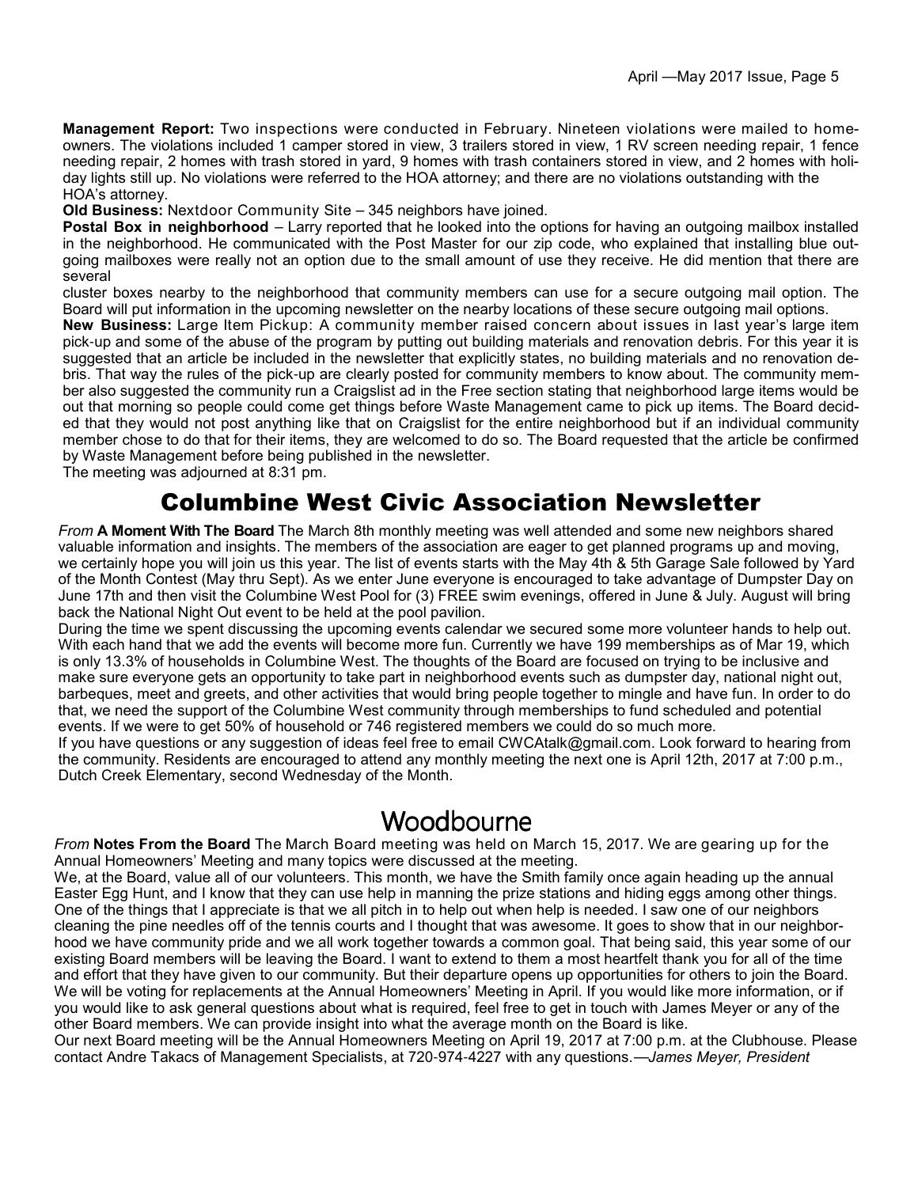**Management Report:** Two inspections were conducted in February. Nineteen violations were mailed to homeowners. The violations included 1 camper stored in view, 3 trailers stored in view, 1 RV screen needing repair, 1 fence needing repair, 2 homes with trash stored in yard, 9 homes with trash containers stored in view, and 2 homes with holiday lights still up. No violations were referred to the HOA attorney; and there are no violations outstanding with the HOA's attorney.

**Old Business:** Nextdoor Community Site – 345 neighbors have joined.

**Postal Box in neighborhood** – Larry reported that he looked into the options for having an outgoing mailbox installed in the neighborhood. He communicated with the Post Master for our zip code, who explained that installing blue outgoing mailboxes were really not an option due to the small amount of use they receive. He did mention that there are several cluster boxes nearby to the neighborhood that community members can use for a secure outgoing mail option. The Board will put information in the upcoming newsletter on the nearby locations of these secure outgoing mail options.

**New Business:** Large Item Pickup: A community member raised concern about issues in last year's large item pick-up and some of the abuse of the program by putting out building materials and renovation debris. For this year it is suggested that an article be included in the newsletter that explicitly states, no building materials and no renovation debris. That way the rules of the pick-up are clearly posted for community members to know about. The community member also suggested the community run a Craigslist ad in the Free section stating that neighborhood large items would be out that morning so people could come get things before Waste Management came to pick up items. The Board decided that they would not post anything like that on Craigslist for the entire neighborhood but if an individual community member chose to do that for their items, they are welcomed to do so. The Board requested that the article be confirmed by Waste Management before being published in the newsletter.

The meeting was adjourned at 8:31 pm.

## Columbine West Civic Association Newsletter

*From* **A Moment With The Board** The March 8th monthly meeting was well attended and some new neighbors shared valuable information and insights. The members of the association are eager to get planned programs up and moving, we certainly hope you will join us this year. The list of events starts with the May 4th & 5th Garage Sale followed by Yard of the Month Contest (May thru Sept). As we enter June everyone is encouraged to take advantage of Dumpster Day on June 17th and then visit the Columbine West Pool for (3) FREE swim evenings, offered in June & July. August will bring back the National Night Out event to be held at the pool pavilion.

During the time we spent discussing the upcoming events calendar we secured some more volunteer hands to help out. With each hand that we add the events will become more fun. Currently we have 199 memberships as of Mar 19, which is only 13.3% of households in Columbine West. The thoughts of the Board are focused on trying to be inclusive and make sure everyone gets an opportunity to take part in neighborhood events such as dumpster day, national night out, barbeques, meet and greets, and other activities that would bring people together to mingle and have fun. In order to do that, we need the support of the Columbine West community through memberships to fund scheduled and potential events. If we were to get 50% of household or 746 registered members we could do so much more.

If you have questions or any suggestion of ideas feel free to email CWCAtalk@gmail.com. Look forward to hearing from the community. Residents are encouraged to attend any monthly meeting the next one is April 12th, 2017 at 7:00 p.m., Dutch Creek Elementary, second Wednesday of the Month.

## Woodbourne

*From* **Notes From the Board** The March Board meeting was held on March 15, 2017. We are gearing up for the Annual Homeowners' Meeting and many topics were discussed at the meeting.

We, at the Board, value all of our volunteers. This month, we have the Smith family once again heading up the annual Easter Egg Hunt, and I know that they can use help in manning the prize stations and hiding eggs among other things. One of the things that I appreciate is that we all pitch in to help out when help is needed. I saw one of our neighbors cleaning the pine needles off of the tennis courts and I thought that was awesome. It goes to show that in our neighborhood we have community pride and we all work together towards a common goal. That being said, this year some of our existing Board members will be leaving the Board. I want to extend to them a most heartfelt thank you for all of the time and effort that they have given to our community. But their departure opens up opportunities for others to join the Board. We will be voting for replacements at the Annual Homeowners' Meeting in April. If you would like more information, or if you would like to ask general questions about what is required, feel free to get in touch with James Meyer or any of the other Board members. We can provide insight into what the average month on the Board is like.

Our next Board meeting will be the Annual Homeowners Meeting on April 19, 2017 at 7:00 p.m. at the Clubhouse. Please contact Andre Takacs of Management Specialists, at 720-974-4227 with any questions.—*James Meyer, President*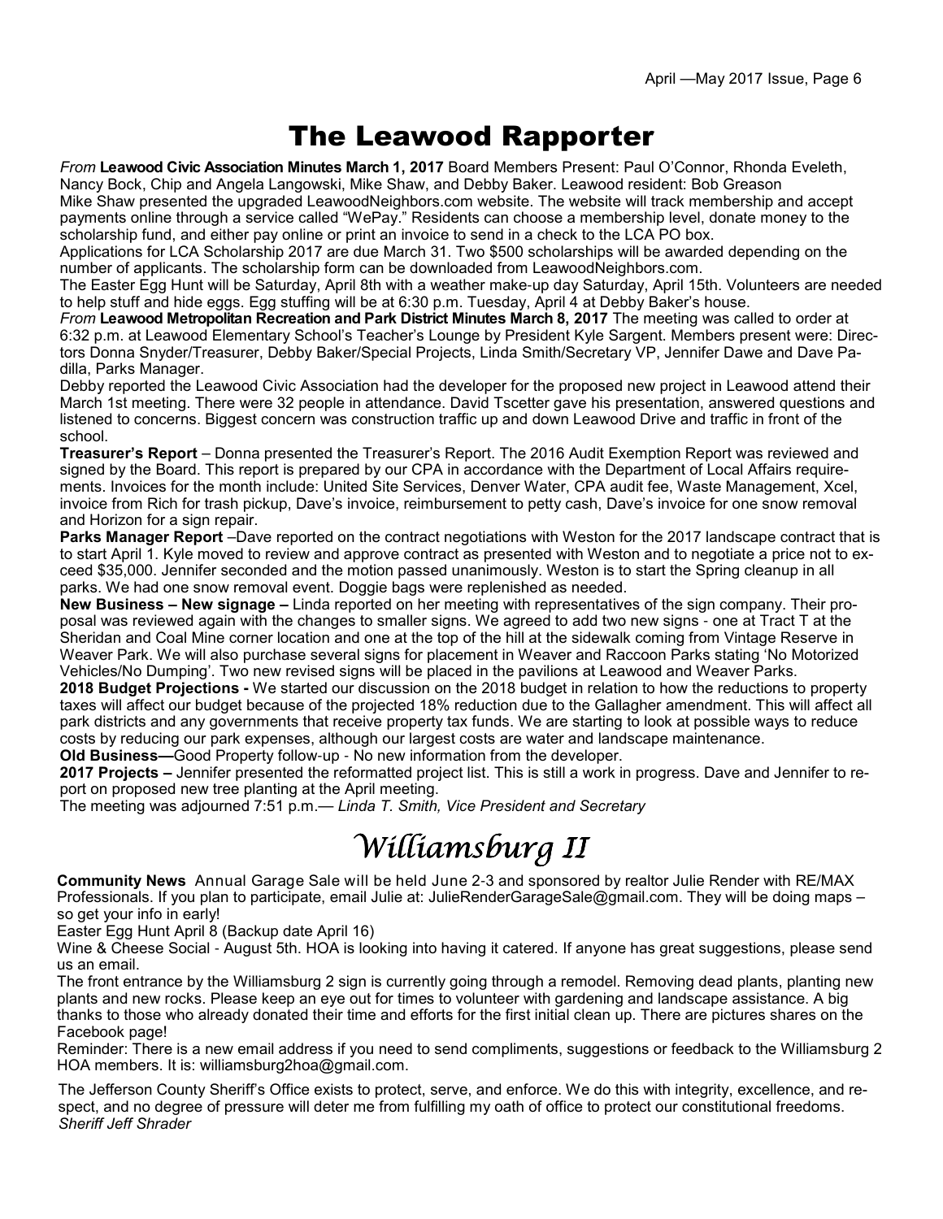# The Leawood Rapporter

*From* **Leawood Civic Association Minutes March 1, 2017** Board Members Present: Paul O'Connor, Rhonda Eveleth, Nancy Bock, Chip and Angela Langowski, Mike Shaw, and Debby Baker. Leawood resident: Bob Greason

Mike Shaw presented the upgraded LeawoodNeighbors.com website. The website will track membership and accept payments online through a service called "WePay." Residents can choose a membership level, donate money to the scholarship fund, and either pay online or print an invoice to send in a check to the LCA PO box.

Applications for LCA Scholarship 2017 are due March 31. Two $500 scholarships will be awarded depending on the number of applicants. The scholarship form can be downloaded from LeawoodNeighbors.com.

The Easter Egg Hunt will be Saturday, April 8th with a weather make-up day Saturday, April 15th. Volunteers are needed to help stuff and hide eggs. Egg stuffing will be at 6:30 p.m. Tuesday, April 4 at Debby Baker's house.

*From* **Leawood Metropolitan Recreation and Park District Minutes March 8, 2017** The meeting was called to order at 6:32 p.m. at Leawood Elementary School's Teacher's Lounge by President Kyle Sargent. Members present were: Directors Donna Snyder/Treasurer, Debby Baker/Special Projects, Linda Smith/Secretary VP, Jennifer Dawe and Dave Padilla, Parks Manager.

Debby reported the Leawood Civic Association had the developer for the proposed new project in Leawood attend their March 1st meeting. There were 32 people in attendance. David Tscetter gave his presentation, answered questions and listened to concerns. Biggest concern was construction traffic up and down Leawood Drive and traffic in front of the school.

**Treasurer's Report** – Donna presented the Treasurer's Report. The 2016 Audit Exemption Report was reviewed and signed by the Board. This report is prepared by our CPA in accordance with the Department of Local Affairs requirements. Invoices for the month include: United Site Services, Denver Water, CPA audit fee, Waste Management, Xcel, invoice from Rich for trash pickup, Dave's invoice, reimbursement to petty cash, Dave's invoice for one snow removal and Horizon for a sign repair.

**Parks Manager Report** –Dave reported on the contract negotiations with Weston for the 2017 landscape contract that is to start April 1. Kyle moved to review and approve contract as presented with Weston and to negotiate a price not to exceed $35,000. Jennifer seconded and the motion passed unanimously. Weston is to start the Spring cleanup in all parks. We had one snow removal event. Doggie bags were replenished as needed.

**New Business – New signage –** Linda reported on her meeting with representatives of the sign company. Their proposal was reviewed again with the changes to smaller signs. We agreed to add two new signs - one at Tract T at the Sheridan and Coal Mine corner location and one at the top of the hill at the sidewalk coming from Vintage Reserve in Weaver Park. We will also purchase several signs for placement in Weaver and Raccoon Parks stating 'No Motorized Vehicles/No Dumping'. Two new revised signs will be placed in the pavilions at Leawood and Weaver Parks.

**2018 Budget Projections -** We started our discussion on the 2018 budget in relation to how the reductions to property taxes will affect our budget because of the projected 18% reduction due to the Gallagher amendment. This will affect all park districts and any governments that receive property tax funds. We are starting to look at possible ways to reduce costs by reducing our park expenses, although our largest costs are water and landscape maintenance.

**Old Business—**Good Property follow-up - No new information from the developer.

**2017 Projects –** Jennifer presented the reformatted project list. This is still a work in progress. Dave and Jennifer to report on proposed new tree planting at the April meeting.

The meeting was adjourned 7:51 p.m.— *Linda T. Smith, Vice President and Secretary*

# Williamsburg II

**Community News** Annual Garage Sale will be held June 2-3 and sponsored by realtor Julie Render with RE/MAX Professionals. If you plan to participate, email Julie at: JulieRenderGarageSale@gmail.com. They will be doing maps – so get your info in early!

Easter Egg Hunt April 8 (Backup date April 16)

Wine & Cheese Social - August 5th. HOA is looking into having it catered. If anyone has great suggestions, please send us an email.

The front entrance by the Williamsburg 2 sign is currently going through a remodel. Removing dead plants, planting new plants and new rocks. Please keep an eye out for times to volunteer with gardening and landscape assistance. A big thanks to those who already donated their time and efforts for the first initial clean up. There are pictures shares on the Facebook page!

Reminder: There is a new email address if you need to send compliments, suggestions or feedback to the Williamsburg 2 HOA members. It is: williamsburg2hoa@gmail.com.

The Jefferson County Sheriff's Office exists to protect, serve, and enforce. We do this with integrity, excellence, and respect, and no degree of pressure will deter me from fulfilling my oath of office to protect our constitutional freedoms.
*Sheriff Jeff Shrader*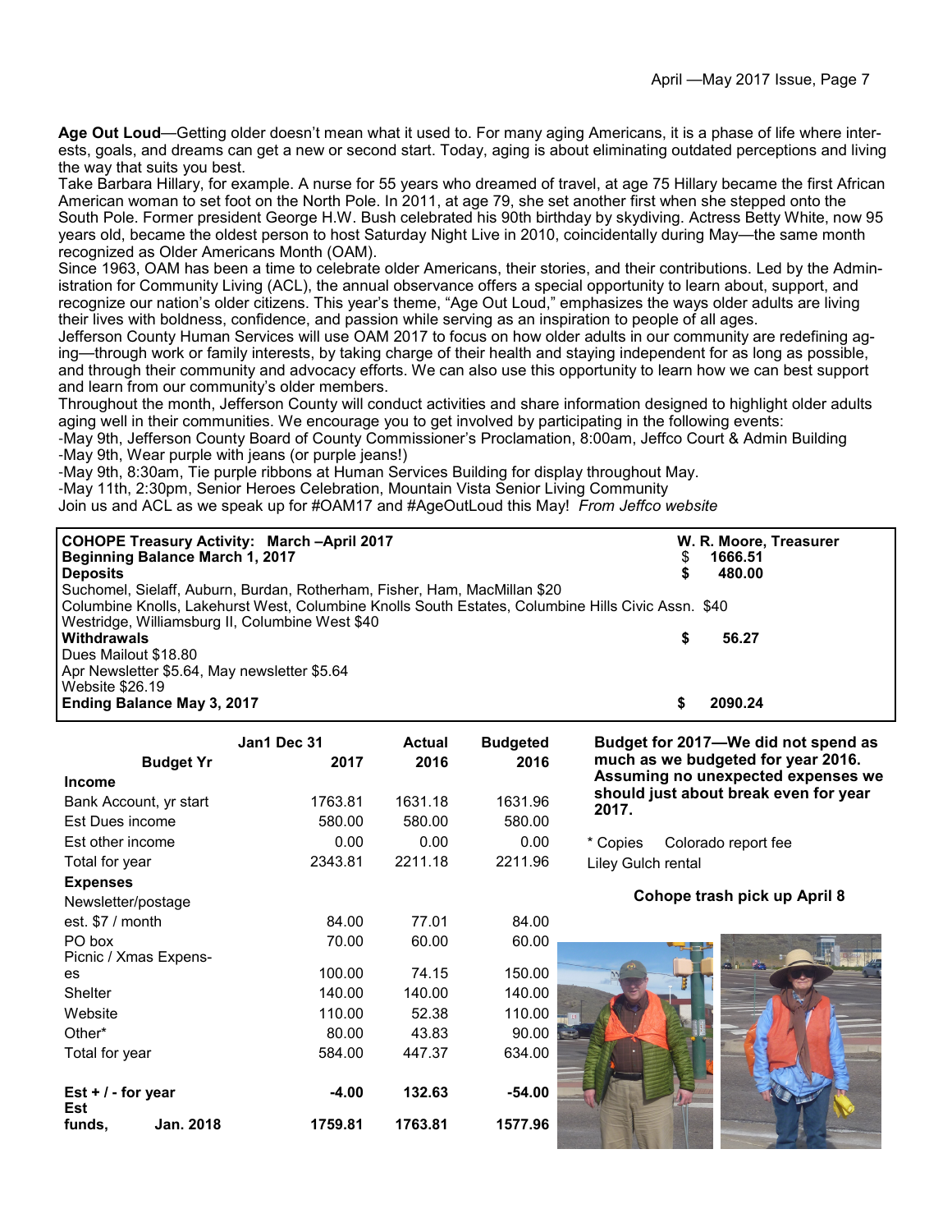**Age Out Loud**—Getting older doesn't mean what it used to. For many aging Americans, it is a phase of life where interests, goals, and dreams can get a new or second start. Today, aging is about eliminating outdated perceptions and living the way that suits you best.

Take Barbara Hillary, for example. A nurse for 55 years who dreamed of travel, at age 75 Hillary became the first African American woman to set foot on the North Pole. In 2011, at age 79, she set another first when she stepped onto the South Pole. Former president George H.W. Bush celebrated his 90th birthday by skydiving. Actress Betty White, now 95 years old, became the oldest person to host Saturday Night Live in 2010, coincidentally during May—the same month recognized as Older Americans Month (OAM).

Since 1963, OAM has been a time to celebrate older Americans, their stories, and their contributions. Led by the Administration for Community Living (ACL), the annual observance offers a special opportunity to learn about, support, and recognize our nation's older citizens. This year's theme, "Age Out Loud," emphasizes the ways older adults are living their lives with boldness, confidence, and passion while serving as an inspiration to people of all ages.

Jefferson County Human Services will use OAM 2017 to focus on how older adults in our community are redefining aging—through work or family interests, by taking charge of their health and staying independent for as long as possible, and through their community and advocacy efforts. We can also use this opportunity to learn how we can best support and learn from our community's older members.

Throughout the month, Jefferson County will conduct activities and share information designed to highlight older adults aging well in their communities. We encourage you to get involved by participating in the following events:

-May 9th, Jefferson County Board of County Commissioner's Proclamation, 8:00am, Jeffco Court & Admin Building
-May 9th, Wear purple with jeans (or purple jeans!)
-May 9th, 8:30am, Tie purple ribbons at Human Services Building for display throughout May.
-May 11th, 2:30pm, Senior Heroes Celebration, Mountain Vista Senior Living Community

Join us and ACL as we speak up for #OAM17 and #AgeOutLoud this May! *From Jeffco website*

| **COHOPE Treasury Activity: March –April 2017** | **W. R. Moore, Treasurer** |
|---|---|
| **Beginning Balance March 1, 2017** | $ **1666.51** |
| **Deposits** | **$ 480.00** |
| Suchomel, Sielaff, Auburn, Burdan, Rotherham, Fisher, Ham, MacMillan $20 | |
| Columbine Knolls, Lakehurst West, Columbine Knolls South Estates, Columbine Hills Civic Assn. $40 | |
| Westridge, Williamsburg II, Columbine West $40 | |
| **Withdrawals** | **$ 56.27** |
| Dues Mailout $18.80 | |
| Apr Newsletter $5.64, May newsletter $5.64 | |
| Website $26.19 | |
| **Ending Balance May 3, 2017** | **$ 2090.24** |

| **Budget Yr** | Jan1 Dec 31 2017 | Actual 2016 | Budgeted 2016 |
|---|---|---|---|
| **Income** | | | |
| Bank Account, yr start | 1763.81 | 1631.18 | 1631.96 |
| Est Dues income | 580.00 | 580.00 | 580.00 |
| Est other income | 0.00 | 0.00 | 0.00 |
| Total for year | 2343.81 | 2211.18 | 2211.96 |
| **Expenses** | | | |
| Newsletter/postage est. $7 / month | 84.00 | 77.01 | 84.00 |
| PO box | 70.00 | 60.00 | 60.00 |
| Picnic / Xmas Expenses | 100.00 | 74.15 | 150.00 |
| Shelter | 140.00 | 140.00 | 140.00 |
| Website | 110.00 | 52.38 | 110.00 |
| Other* | 80.00 | 43.83 | 90.00 |
| Total for year | 584.00 | 447.37 | 634.00 |
| **Est + / - for year** | **-4.00** | **132.63** | **-54.00** |
| **Est funds, Jan. 2018** | **1759.81** | **1763.81** | **1577.96** |

**Budget for 2017—We did not spend as much as we budgeted for year 2016. Assuming no unexpected expenses we should just about break even for year 2017.**

\* Copies Colorado report fee
Liley Gulch rental

**Cohope trash pick up April 8**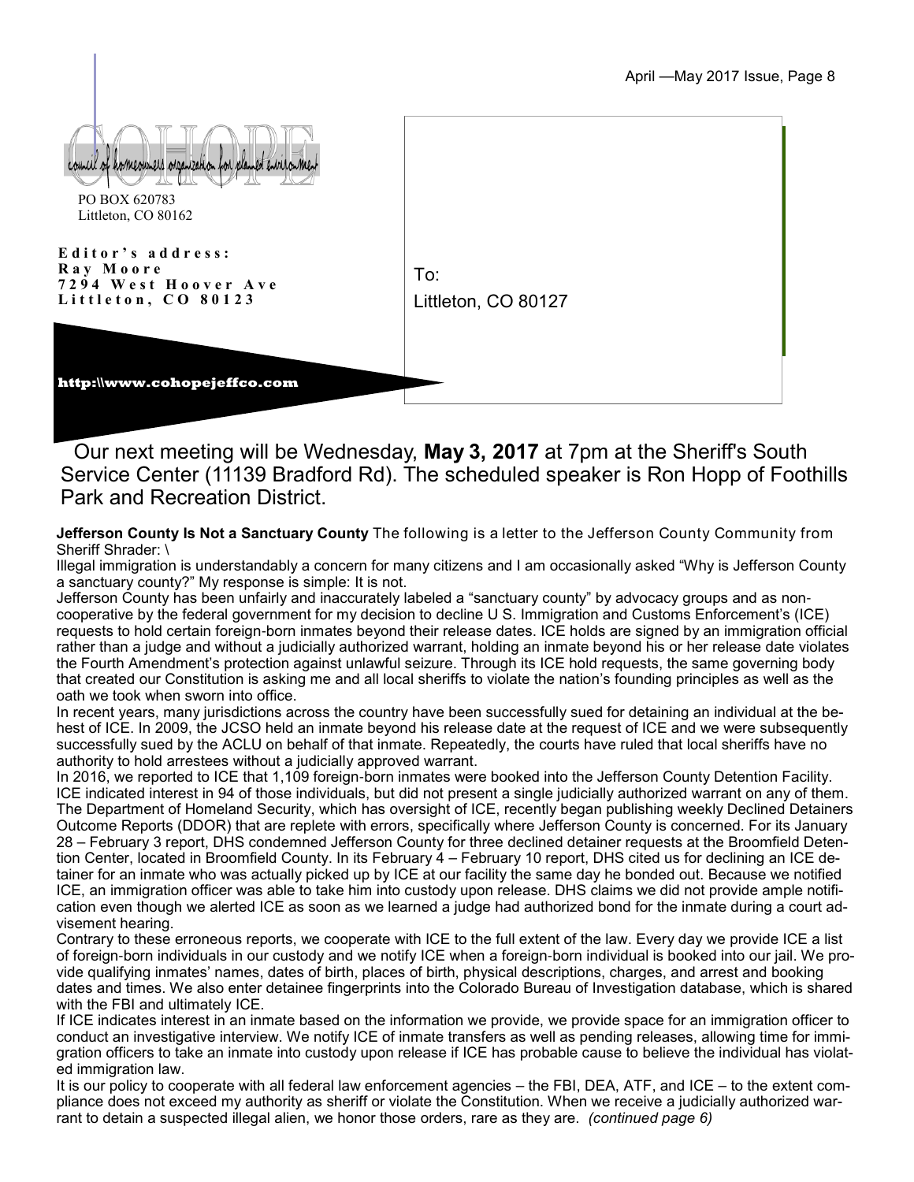council of homeowners organization for planned environment

PO BOX 620783
Littleton, CO 80162

**Editor's address:**
**Ray Moore**
**7294 West Hoover Ave**
**Littleton, CO 80123**

**http:\\www.cohopejeffco.com**

To:
Littleton, CO 80127

Our next meeting will be Wednesday, **May 3, 2017** at 7pm at the Sheriff's South Service Center (11139 Bradford Rd). The scheduled speaker is Ron Hopp of Foothills Park and Recreation District.

**Jefferson County Is Not a Sanctuary County** The following is a letter to the Jefferson County Community from Sheriff Shrader: \

Illegal immigration is understandably a concern for many citizens and I am occasionally asked "Why is Jefferson County a sanctuary county?" My response is simple: It is not.

Jefferson County has been unfairly and inaccurately labeled a "sanctuary county" by advocacy groups and as non-cooperative by the federal government for my decision to decline U S. Immigration and Customs Enforcement's (ICE) requests to hold certain foreign-born inmates beyond their release dates. ICE holds are signed by an immigration official rather than a judge and without a judicially authorized warrant, holding an inmate beyond his or her release date violates the Fourth Amendment's protection against unlawful seizure. Through its ICE hold requests, the same governing body that created our Constitution is asking me and all local sheriffs to violate the nation's founding principles as well as the oath we took when sworn into office.

In recent years, many jurisdictions across the country have been successfully sued for detaining an individual at the behest of ICE. In 2009, the JCSO held an inmate beyond his release date at the request of ICE and we were subsequently successfully sued by the ACLU on behalf of that inmate. Repeatedly, the courts have ruled that local sheriffs have no authority to hold arrestees without a judicially approved warrant.

In 2016, we reported to ICE that 1,109 foreign-born inmates were booked into the Jefferson County Detention Facility. ICE indicated interest in 94 of those individuals, but did not present a single judicially authorized warrant on any of them. The Department of Homeland Security, which has oversight of ICE, recently began publishing weekly Declined Detainers Outcome Reports (DDOR) that are replete with errors, specifically where Jefferson County is concerned. For its January 28 – February 3 report, DHS condemned Jefferson County for three declined detainer requests at the Broomfield Detention Center, located in Broomfield County. In its February 4 – February 10 report, DHS cited us for declining an ICE detainer for an inmate who was actually picked up by ICE at our facility the same day he bonded out. Because we notified ICE, an immigration officer was able to take him into custody upon release. DHS claims we did not provide ample notification even though we alerted ICE as soon as we learned a judge had authorized bond for the inmate during a court advisement hearing.

Contrary to these erroneous reports, we cooperate with ICE to the full extent of the law. Every day we provide ICE a list of foreign-born individuals in our custody and we notify ICE when a foreign-born individual is booked into our jail. We provide qualifying inmates' names, dates of birth, places of birth, physical descriptions, charges, and arrest and booking dates and times. We also enter detainee fingerprints into the Colorado Bureau of Investigation database, which is shared with the FBI and ultimately ICE.

If ICE indicates interest in an inmate based on the information we provide, we provide space for an immigration officer to conduct an investigative interview. We notify ICE of inmate transfers as well as pending releases, allowing time for immigration officers to take an inmate into custody upon release if ICE has probable cause to believe the individual has violated immigration law.

It is our policy to cooperate with all federal law enforcement agencies – the FBI, DEA, ATF, and ICE – to the extent compliance does not exceed my authority as sheriff or violate the Constitution. When we receive a judicially authorized warrant to detain a suspected illegal alien, we honor those orders, rare as they are. *(continued page 6)*